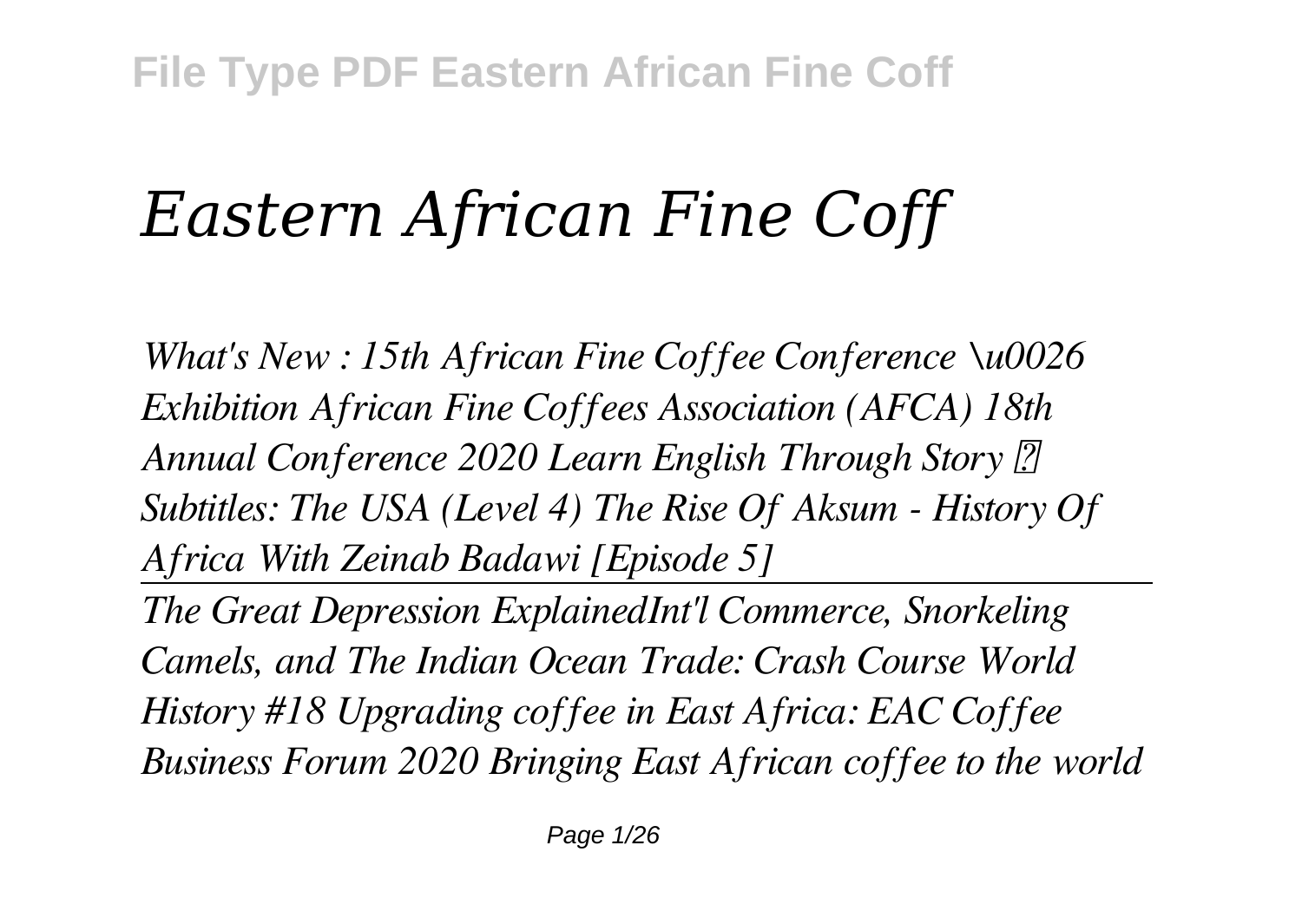# *Eastern African Fine Coff*

*What's New : 15th African Fine Coffee Conference \u0026 Exhibition African Fine Coffees Association (AFCA) 18th Annual Conference 2020 Learn English Through Story ? Subtitles: The USA (Level 4) The Rise Of Aksum - History Of Africa With Zeinab Badawi [Episode 5]*

---

*The Great Depression ExplainedInt'l Commerce, Snorkeling Camels, and The Indian Ocean Trade: Crash Course World History #18 Upgrading coffee in East Africa: EAC Coffee Business Forum 2020 Bringing East African coffee to the world*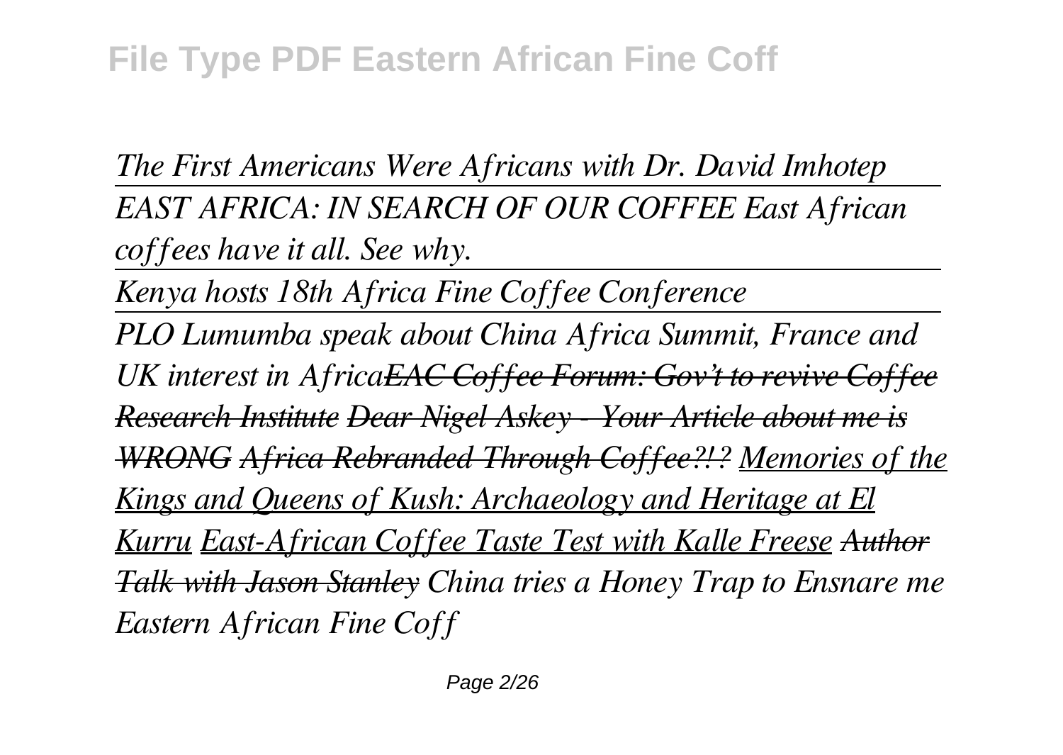*The First Americans Were Africans with Dr. David Imhotep*

*EAST AFRICA: IN SEARCH OF OUR COFFEE East African coffees have it all. See why.*

*Kenya hosts 18th Africa Fine Coffee Conference*

*PLO Lumumba speak about China Africa Summit, France and UK interest in Africa~~EAC Coffee Forum: Gov't to revive Coffee Research Institute~~ ~~Dear Nigel Askey - Your Article about me is WRONG~~ ~~Africa Rebranded Through Coffee?!?~~ Memories of the Kings and Queens of Kush: Archaeology and Heritage at El Kurru East-African Coffee Taste Test with Kalle Freese ~~Author Talk with Jason Stanley~~ China tries a Honey Trap to Ensnare me*

*Eastern African Fine Coff*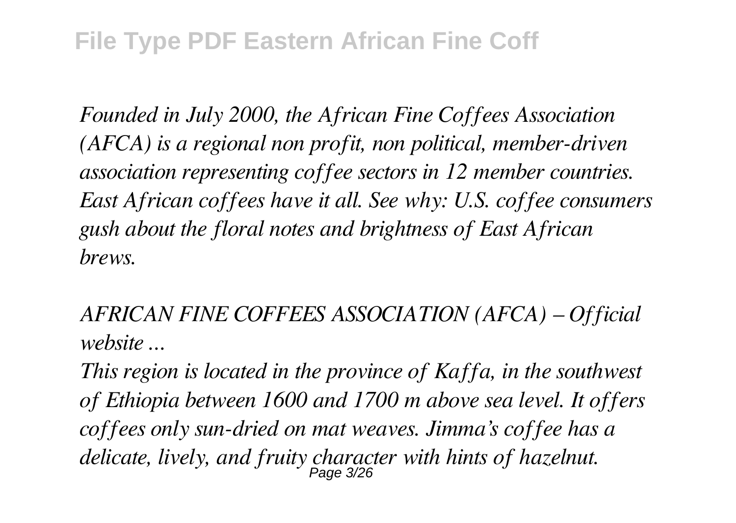*Founded in July 2000, the African Fine Coffees Association (AFCA) is a regional non profit, non political, member-driven association representing coffee sectors in 12 member countries. East African coffees have it all. See why: U.S. coffee consumers gush about the floral notes and brightness of East African brews.*

*AFRICAN FINE COFFEES ASSOCIATION (AFCA) – Official website ...*

*This region is located in the province of Kaffa, in the southwest of Ethiopia between 1600 and 1700 m above sea level. It offers coffees only sun-dried on mat weaves. Jimma's coffee has a delicate, lively, and fruity character with hints of hazelnut.*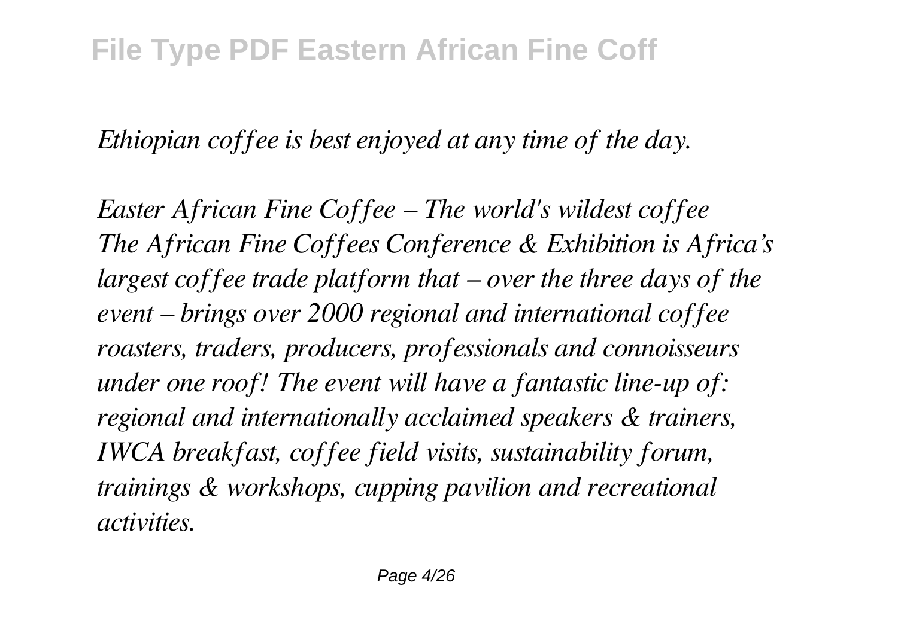*Ethiopian coffee is best enjoyed at any time of the day.*

*Easter African Fine Coffee – The world's wildest coffee*
*The African Fine Coffees Conference & Exhibition is Africa's largest coffee trade platform that – over the three days of the event – brings over 2000 regional and international coffee roasters, traders, producers, professionals and connoisseurs under one roof! The event will have a fantastic line-up of: regional and internationally acclaimed speakers & trainers, IWCA breakfast, coffee field visits, sustainability forum, trainings & workshops, cupping pavilion and recreational activities.*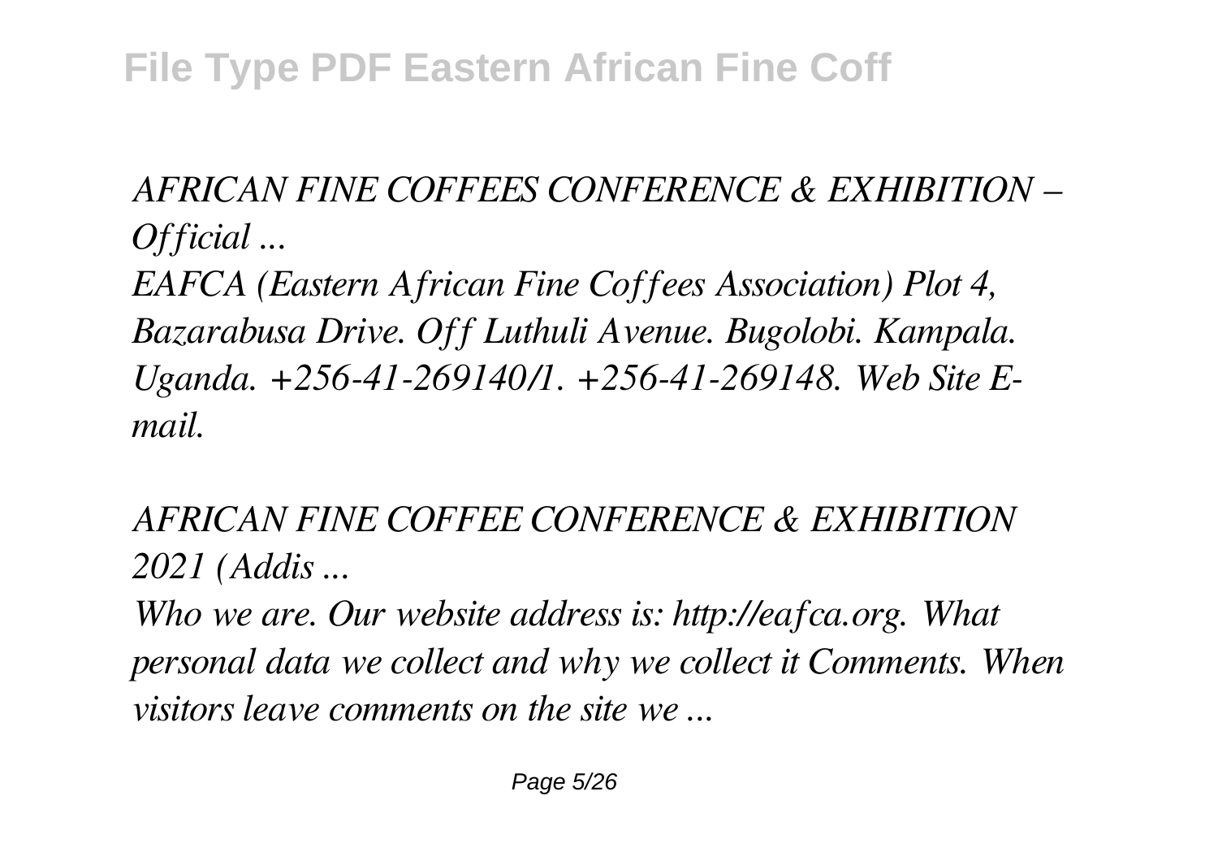*AFRICAN FINE COFFEES CONFERENCE & EXHIBITION – Official ...*

*EAFCA (Eastern African Fine Coffees Association) Plot 4, Bazarabusa Drive. Off Luthuli Avenue. Bugolobi. Kampala. Uganda. +256-41-269140/1. +256-41-269148. Web Site E-mail.*

*AFRICAN FINE COFFEE CONFERENCE & EXHIBITION 2021 (Addis ...*

*Who we are. Our website address is: http://eafca.org. What personal data we collect and why we collect it Comments. When visitors leave comments on the site we ...*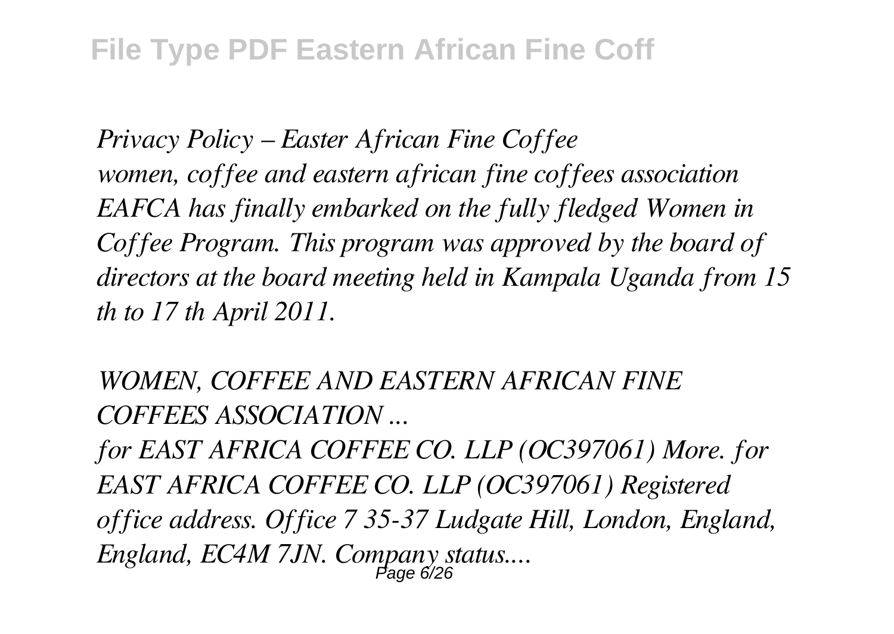*Privacy Policy – Easter African Fine Coffee*
*women, coffee and eastern african fine coffees association EAFCA has finally embarked on the fully fledged Women in Coffee Program. This program was approved by the board of directors at the board meeting held in Kampala Uganda from 15 th to 17 th April 2011.*

*WOMEN, COFFEE AND EASTERN AFRICAN FINE COFFEES ASSOCIATION ...*
*for EAST AFRICA COFFEE CO. LLP (OC397061) More. for EAST AFRICA COFFEE CO. LLP (OC397061) Registered office address. Office 7 35-37 Ludgate Hill, London, England, England, EC4M 7JN. Company status....*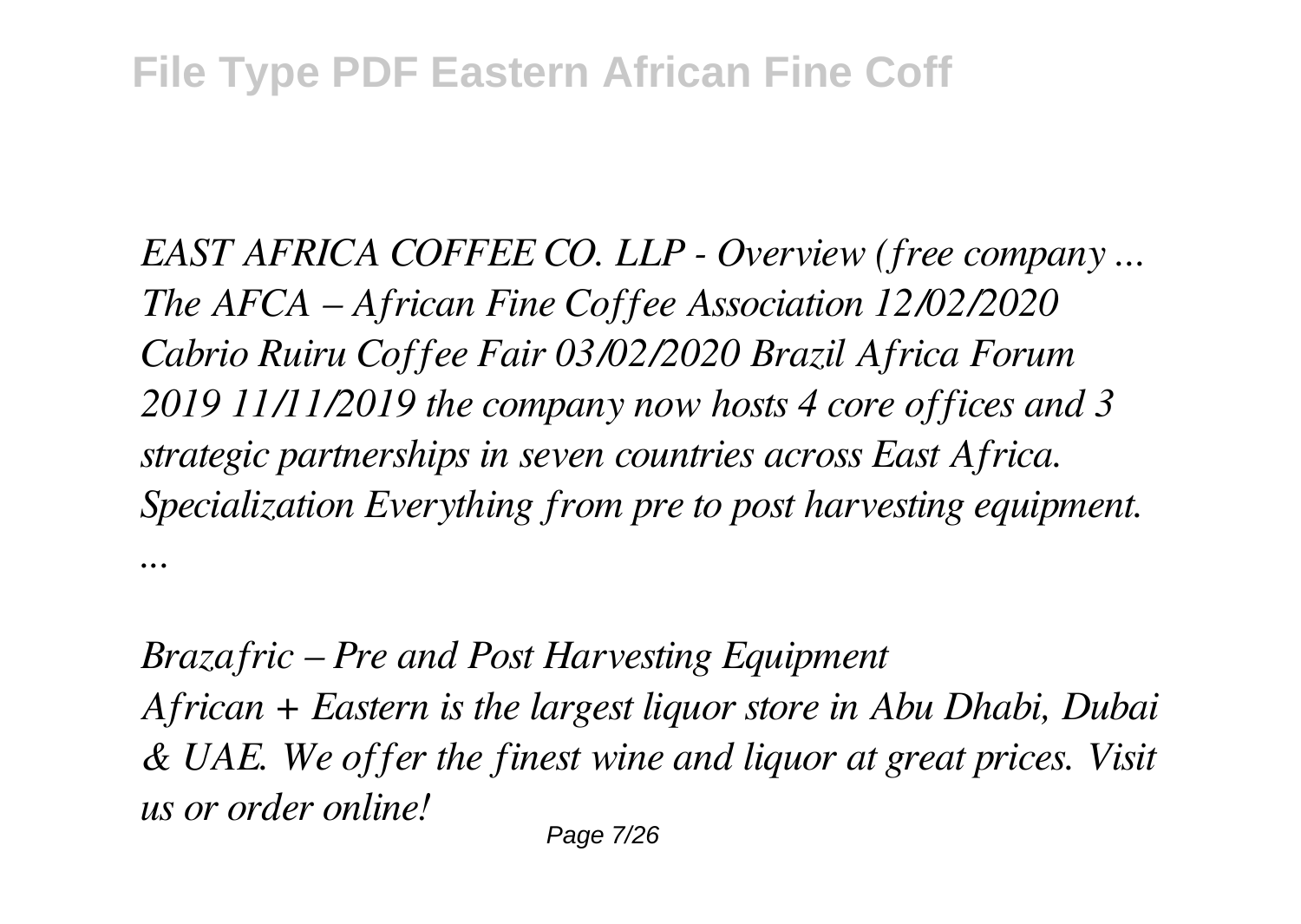*EAST AFRICA COFFEE CO. LLP - Overview (free company ...*
*The AFCA – African Fine Coffee Association 12/02/2020 Cabrio Ruiru Coffee Fair 03/02/2020 Brazil Africa Forum 2019 11/11/2019 the company now hosts 4 core offices and 3 strategic partnerships in seven countries across East Africa. Specialization Everything from pre to post harvesting equipment. ...*

*Brazafric – Pre and Post Harvesting Equipment*
*African + Eastern is the largest liquor store in Abu Dhabi, Dubai & UAE. We offer the finest wine and liquor at great prices. Visit us or order online!*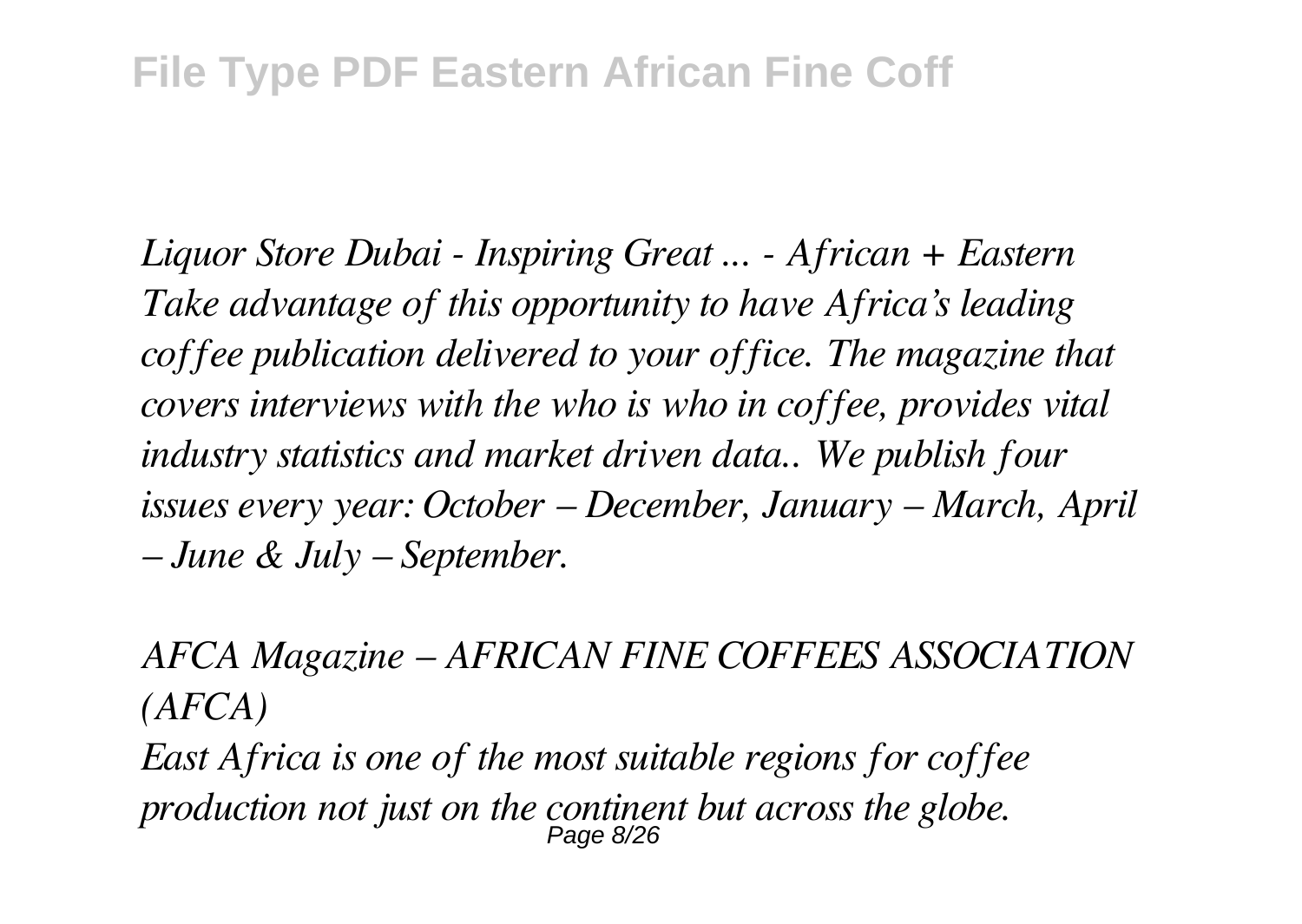*Liquor Store Dubai - Inspiring Great ... - African + Eastern*
*Take advantage of this opportunity to have Africa's leading coffee publication delivered to your office. The magazine that covers interviews with the who is who in coffee, provides vital industry statistics and market driven data.. We publish four issues every year: October – December, January – March, April – June & July – September.*

*AFCA Magazine – AFRICAN FINE COFFEES ASSOCIATION (AFCA)*
*East Africa is one of the most suitable regions for coffee production not just on the continent but across the globe.*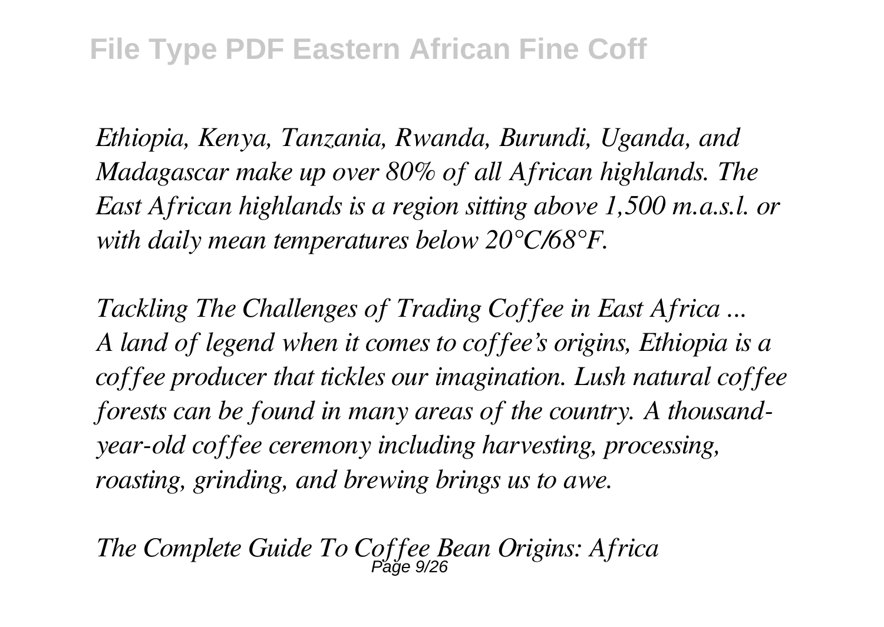*Ethiopia, Kenya, Tanzania, Rwanda, Burundi, Uganda, and Madagascar make up over 80% of all African highlands. The East African highlands is a region sitting above 1,500 m.a.s.l. or with daily mean temperatures below 20°C/68°F.*

*Tackling The Challenges of Trading Coffee in East Africa ...*
*A land of legend when it comes to coffee's origins, Ethiopia is a coffee producer that tickles our imagination. Lush natural coffee forests can be found in many areas of the country. A thousand-year-old coffee ceremony including harvesting, processing, roasting, grinding, and brewing brings us to awe.*

*The Complete Guide To Coffee Bean Origins: Africa*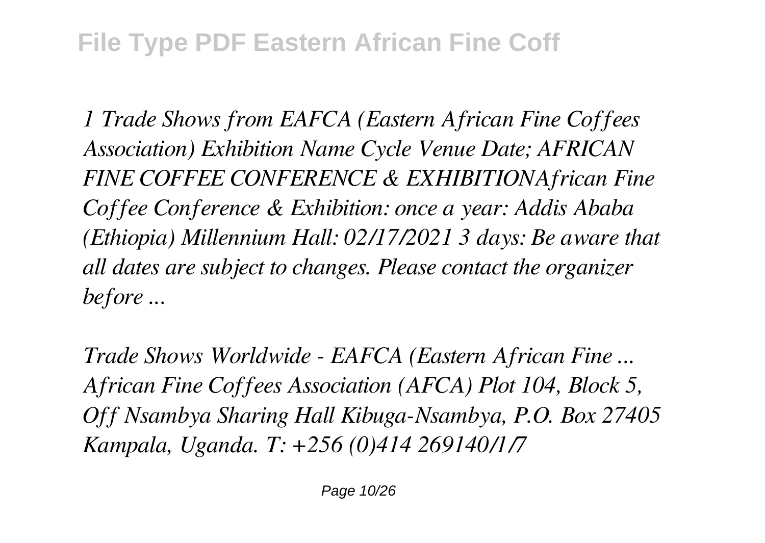*1 Trade Shows from EAFCA (Eastern African Fine Coffees Association) Exhibition Name Cycle Venue Date; AFRICAN FINE COFFEE CONFERENCE & EXHIBITIONAfrican Fine Coffee Conference & Exhibition: once a year: Addis Ababa (Ethiopia) Millennium Hall: 02/17/2021 3 days: Be aware that all dates are subject to changes. Please contact the organizer before ...*

*Trade Shows Worldwide - EAFCA (Eastern African Fine ... African Fine Coffees Association (AFCA) Plot 104, Block 5, Off Nsambya Sharing Hall Kibuga-Nsambya, P.O. Box 27405 Kampala, Uganda. T: +256 (0)414 269140/1/7*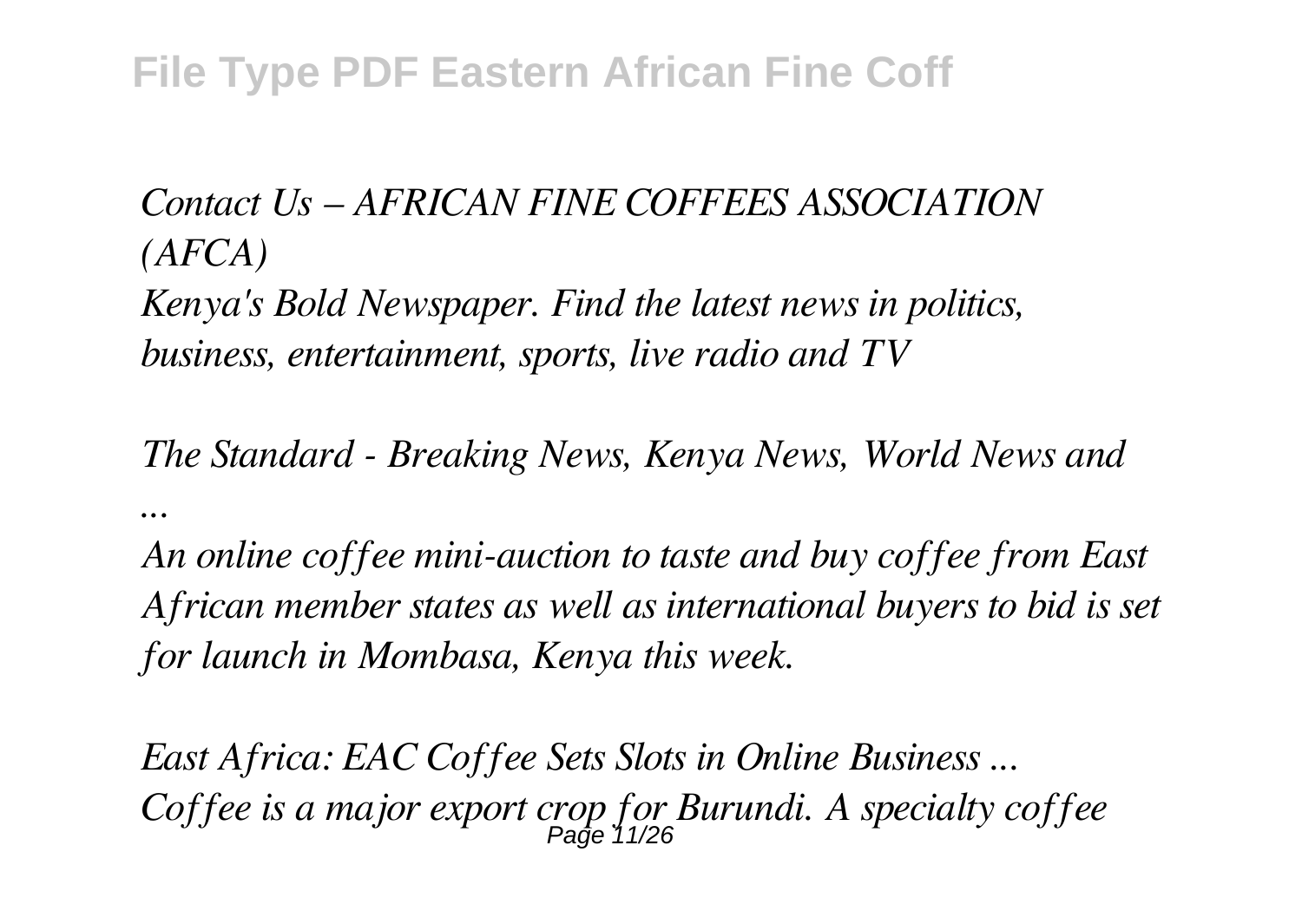*Contact Us – AFRICAN FINE COFFEES ASSOCIATION (AFCA)*
*Kenya's Bold Newspaper. Find the latest news in politics, business, entertainment, sports, live radio and TV*

*The Standard - Breaking News, Kenya News, World News and ...*

*An online coffee mini-auction to taste and buy coffee from East African member states as well as international buyers to bid is set for launch in Mombasa, Kenya this week.*

*East Africa: EAC Coffee Sets Slots in Online Business ...*
*Coffee is a major export crop for Burundi. A specialty coffee*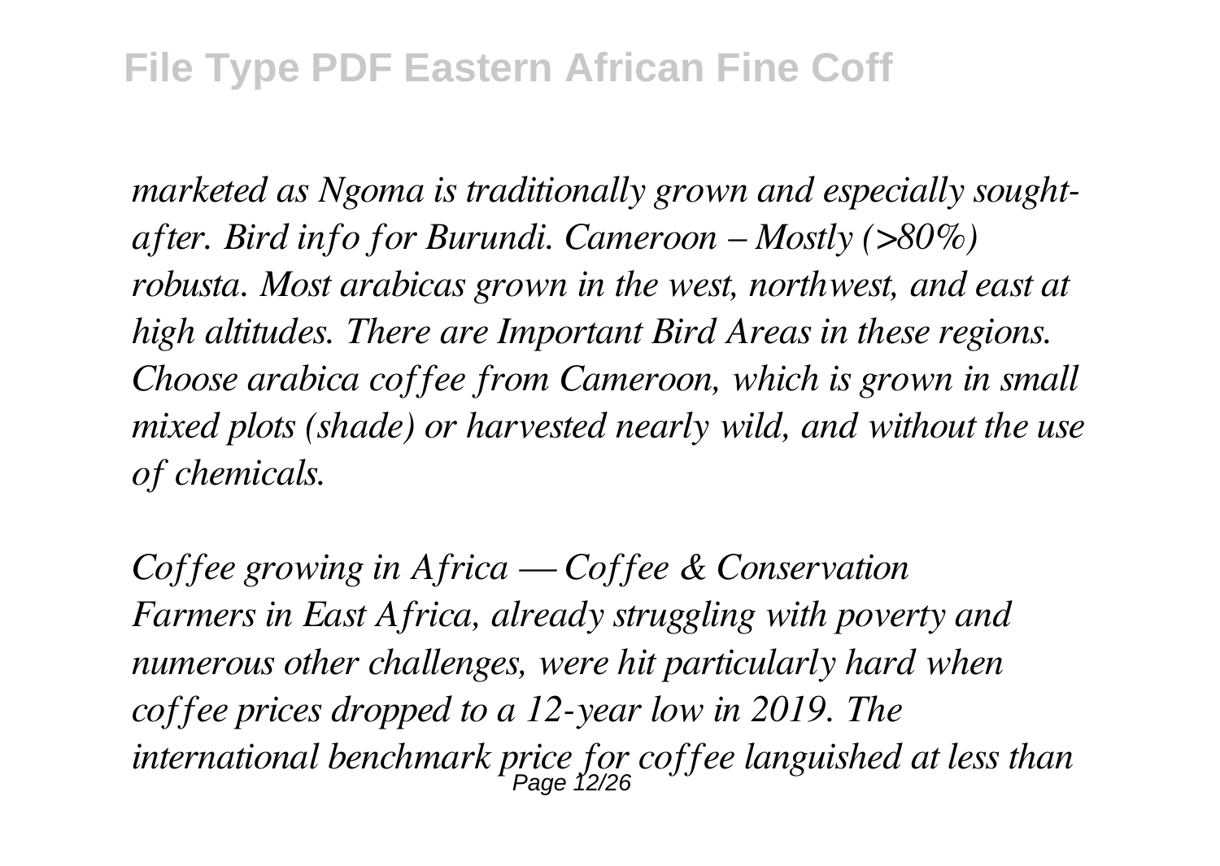*marketed as Ngoma is traditionally grown and especially sought-after. Bird info for Burundi. Cameroon – Mostly (>80%) robusta. Most arabicas grown in the west, northwest, and east at high altitudes. There are Important Bird Areas in these regions. Choose arabica coffee from Cameroon, which is grown in small mixed plots (shade) or harvested nearly wild, and without the use of chemicals.*

*Coffee growing in Africa — Coffee & Conservation*
*Farmers in East Africa, already struggling with poverty and numerous other challenges, were hit particularly hard when coffee prices dropped to a 12-year low in 2019. The international benchmark price for coffee languished at less than*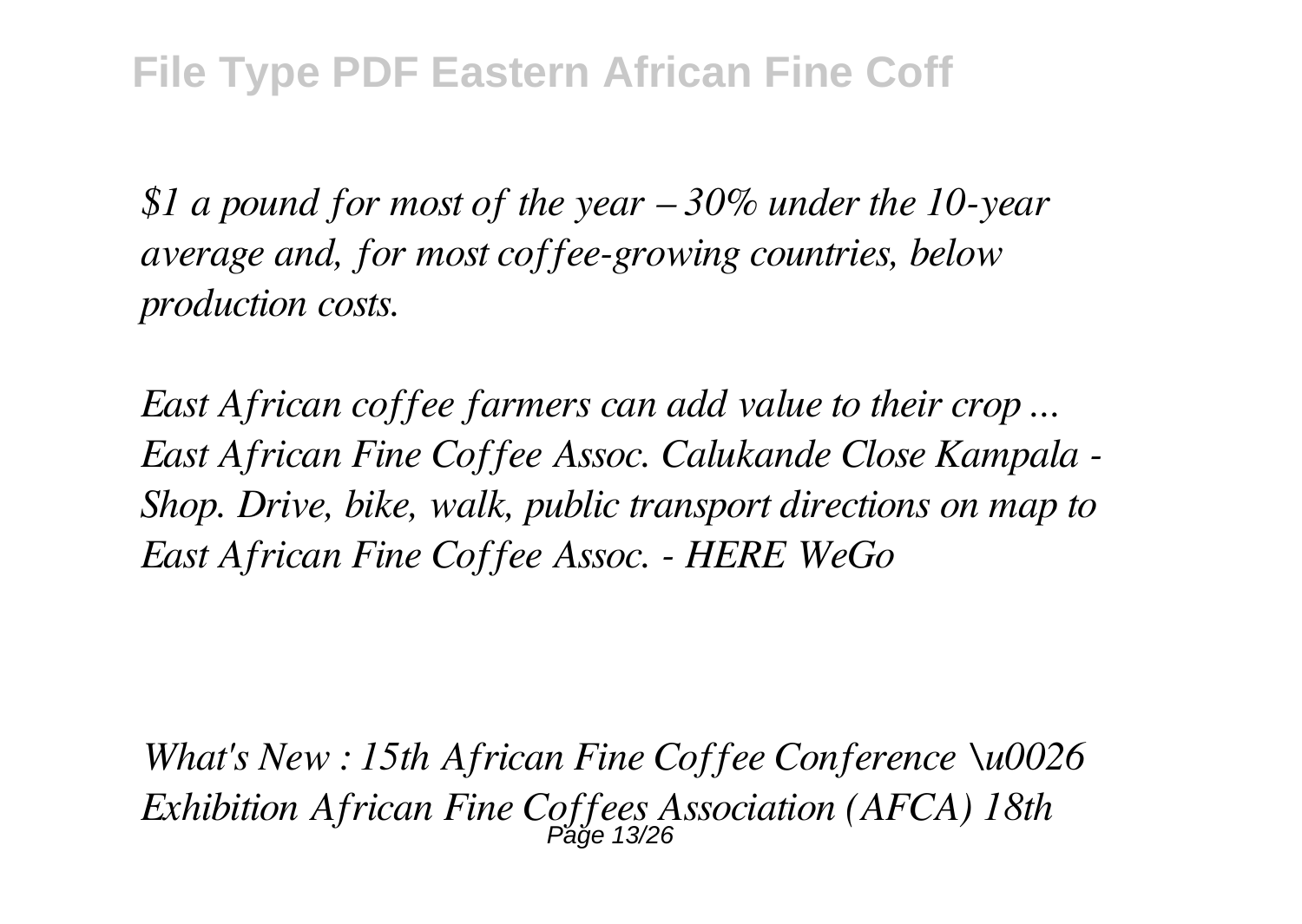*$1 a pound for most of the year – 30% under the 10-year average and, for most coffee-growing countries, below production costs.*

*East African coffee farmers can add value to their crop ... East African Fine Coffee Assoc. Calukande Close Kampala - Shop. Drive, bike, walk, public transport directions on map to East African Fine Coffee Assoc. - HERE WeGo*

*What's New : 15th African Fine Coffee Conference \u0026 Exhibition African Fine Coffees Association (AFCA) 18th*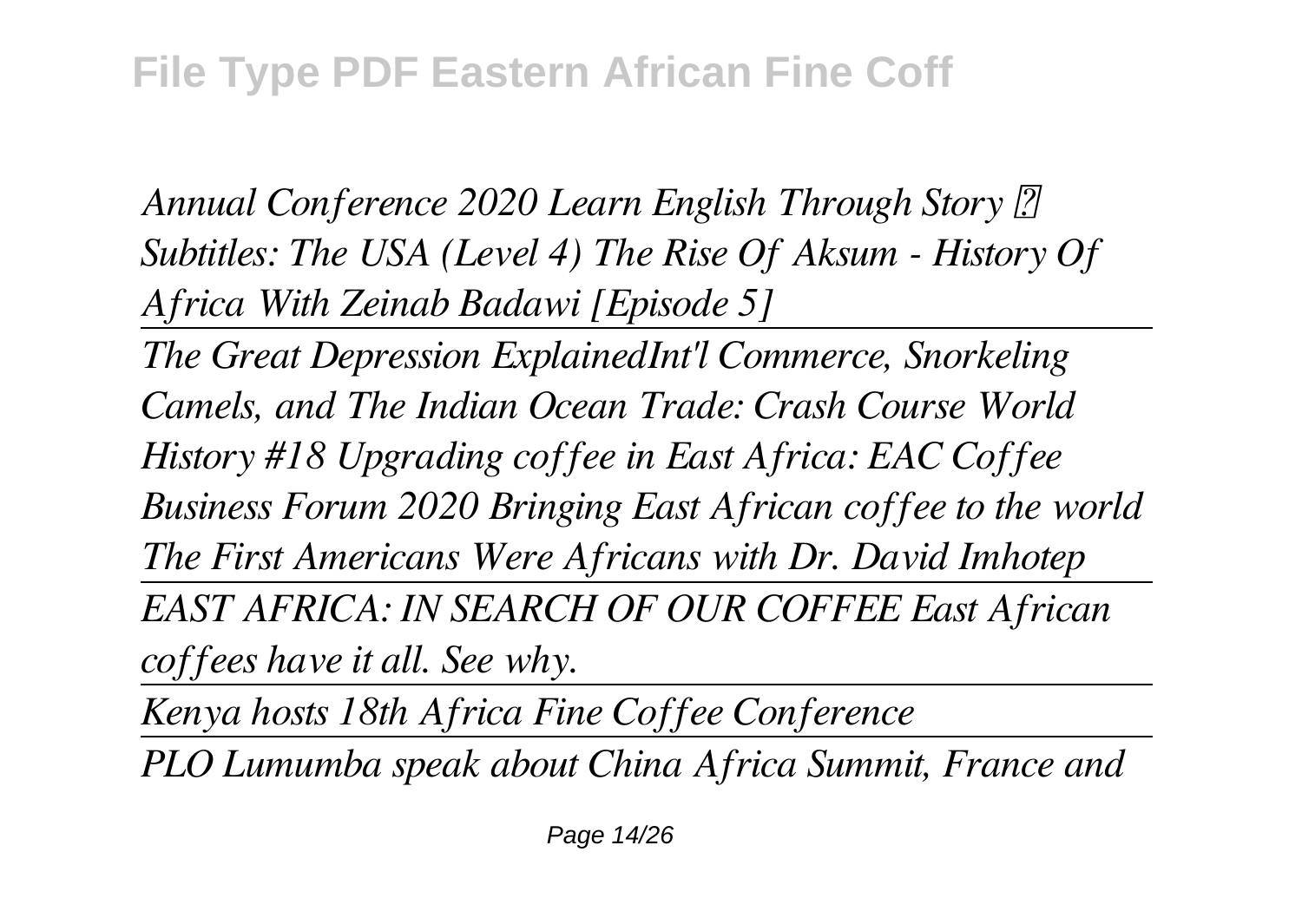*Annual Conference 2020 Learn English Through Story ★ Subtitles: The USA (Level 4) The Rise Of Aksum - History Of Africa With Zeinab Badawi [Episode 5]*

---

*The Great Depression ExplainedInt'l Commerce, Snorkeling Camels, and The Indian Ocean Trade: Crash Course World History #18 Upgrading coffee in East Africa: EAC Coffee Business Forum 2020 Bringing East African coffee to the world The First Americans Were Africans with Dr. David Imhotep*

---

*EAST AFRICA: IN SEARCH OF OUR COFFEE East African coffees have it all. See why.*

---

*Kenya hosts 18th Africa Fine Coffee Conference*

---

*PLO Lumumba speak about China Africa Summit, France and*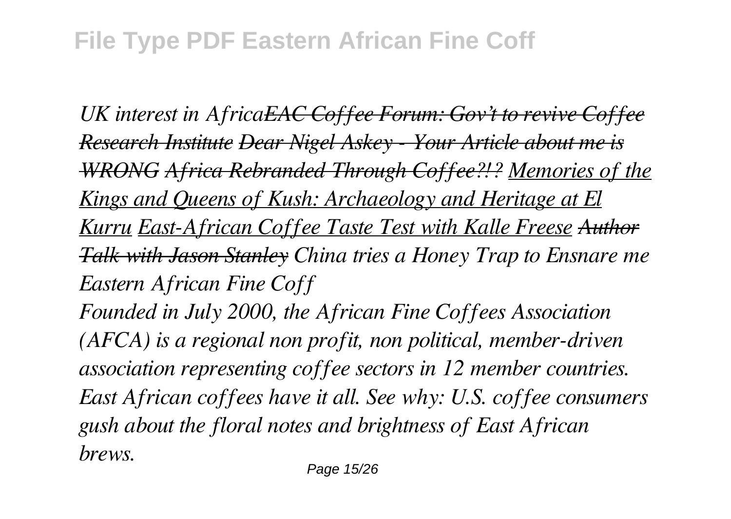*UK interest in Africa~~EAC Coffee Forum: Gov't to revive Coffee Research Institute~~ ~~Dear Nigel Askey - Your Article about me is WRONG~~ ~~Africa Rebranded Through Coffee?!?~~ Memories of the Kings and Queens of Kush: Archaeology and Heritage at El Kurru East-African Coffee Taste Test with Kalle Freese ~~Author Talk with Jason Stanley~~ China tries a Honey Trap to Ensnare me*

*Eastern African Fine Coff*

*Founded in July 2000, the African Fine Coffees Association (AFCA) is a regional non profit, non political, member-driven association representing coffee sectors in 12 member countries. East African coffees have it all. See why: U.S. coffee consumers gush about the floral notes and brightness of East African brews.*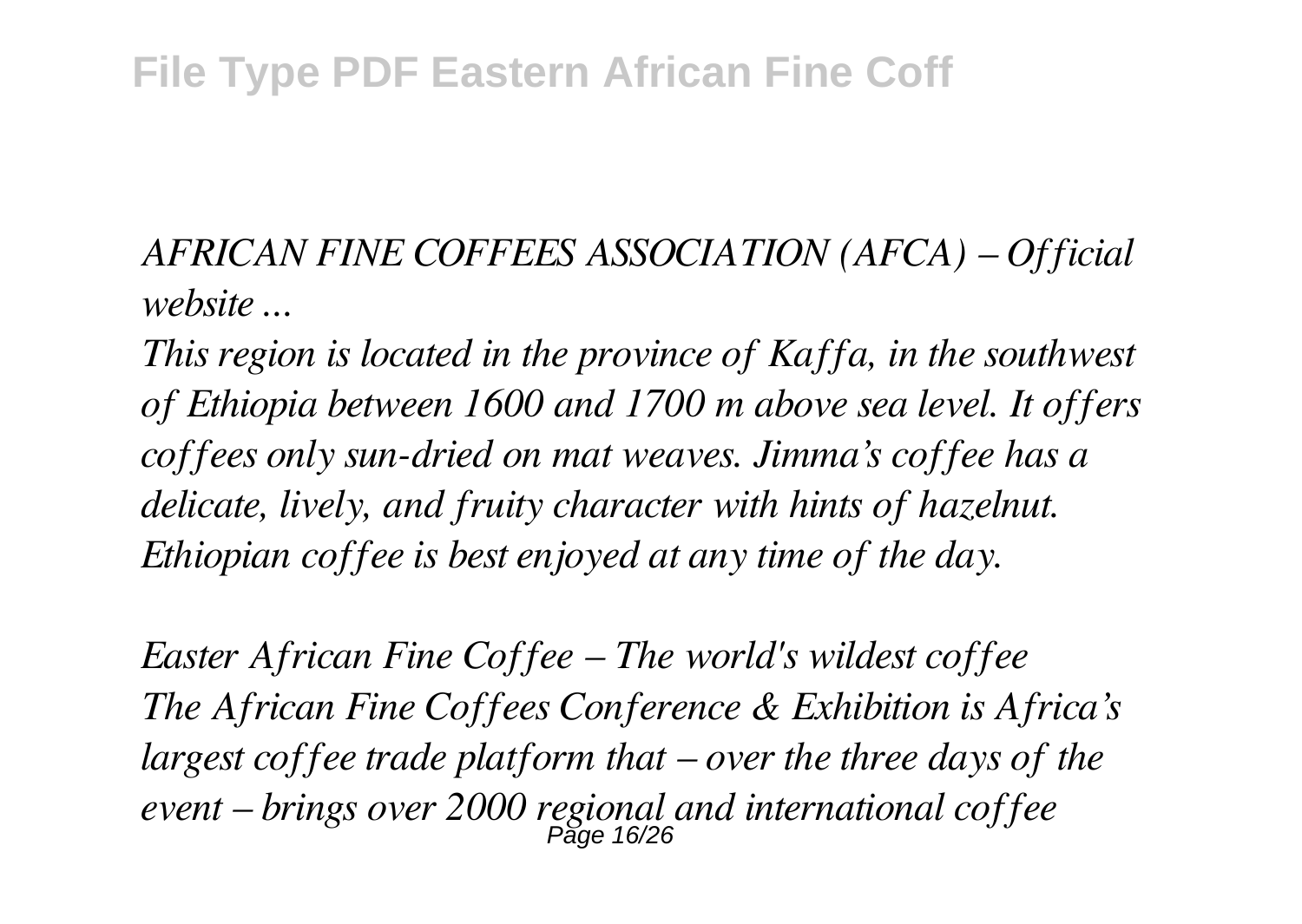*AFRICAN FINE COFFEES ASSOCIATION (AFCA) – Official website ...*

*This region is located in the province of Kaffa, in the southwest of Ethiopia between 1600 and 1700 m above sea level. It offers coffees only sun-dried on mat weaves. Jimma's coffee has a delicate, lively, and fruity character with hints of hazelnut. Ethiopian coffee is best enjoyed at any time of the day.*

*Easter African Fine Coffee – The world's wildest coffee*

*The African Fine Coffees Conference & Exhibition is Africa's largest coffee trade platform that – over the three days of the event – brings over 2000 regional and international coffee*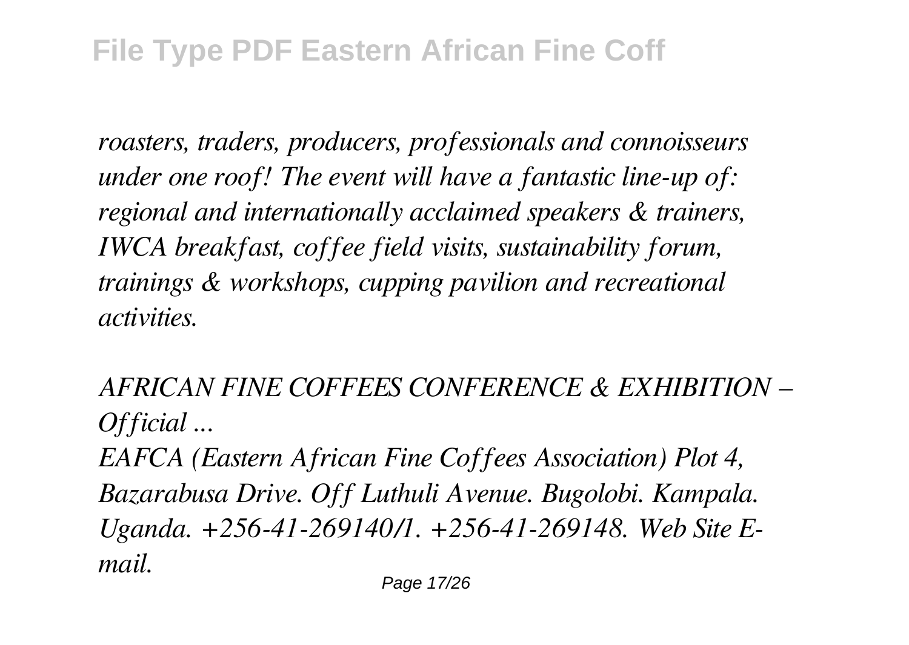*roasters, traders, producers, professionals and connoisseurs under one roof! The event will have a fantastic line-up of: regional and internationally acclaimed speakers & trainers, IWCA breakfast, coffee field visits, sustainability forum, trainings & workshops, cupping pavilion and recreational activities.*

*AFRICAN FINE COFFEES CONFERENCE & EXHIBITION – Official ...*

*EAFCA (Eastern African Fine Coffees Association) Plot 4, Bazarabusa Drive. Off Luthuli Avenue. Bugolobi. Kampala. Uganda. +256-41-269140/1. +256-41-269148. Web Site E-mail.*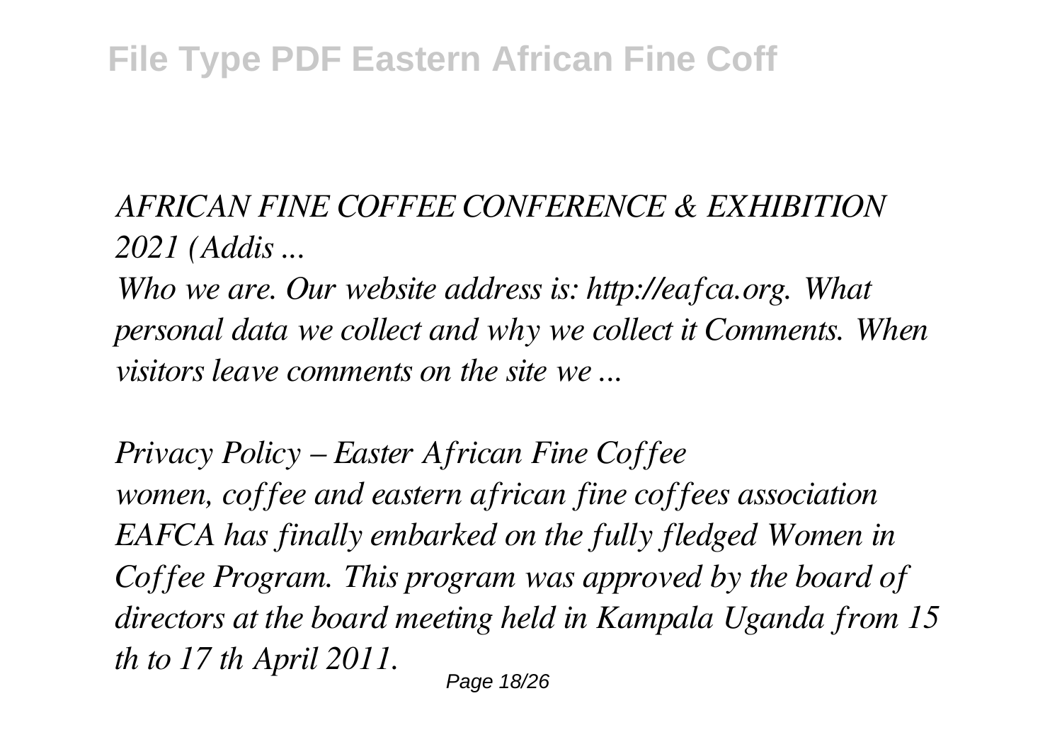*AFRICAN FINE COFFEE CONFERENCE & EXHIBITION 2021 (Addis ...*

*Who we are. Our website address is: http://eafca.org. What personal data we collect and why we collect it Comments. When visitors leave comments on the site we ...*

*Privacy Policy – Easter African Fine Coffee*

*women, coffee and eastern african fine coffees association EAFCA has finally embarked on the fully fledged Women in Coffee Program. This program was approved by the board of directors at the board meeting held in Kampala Uganda from 15 th to 17 th April 2011.*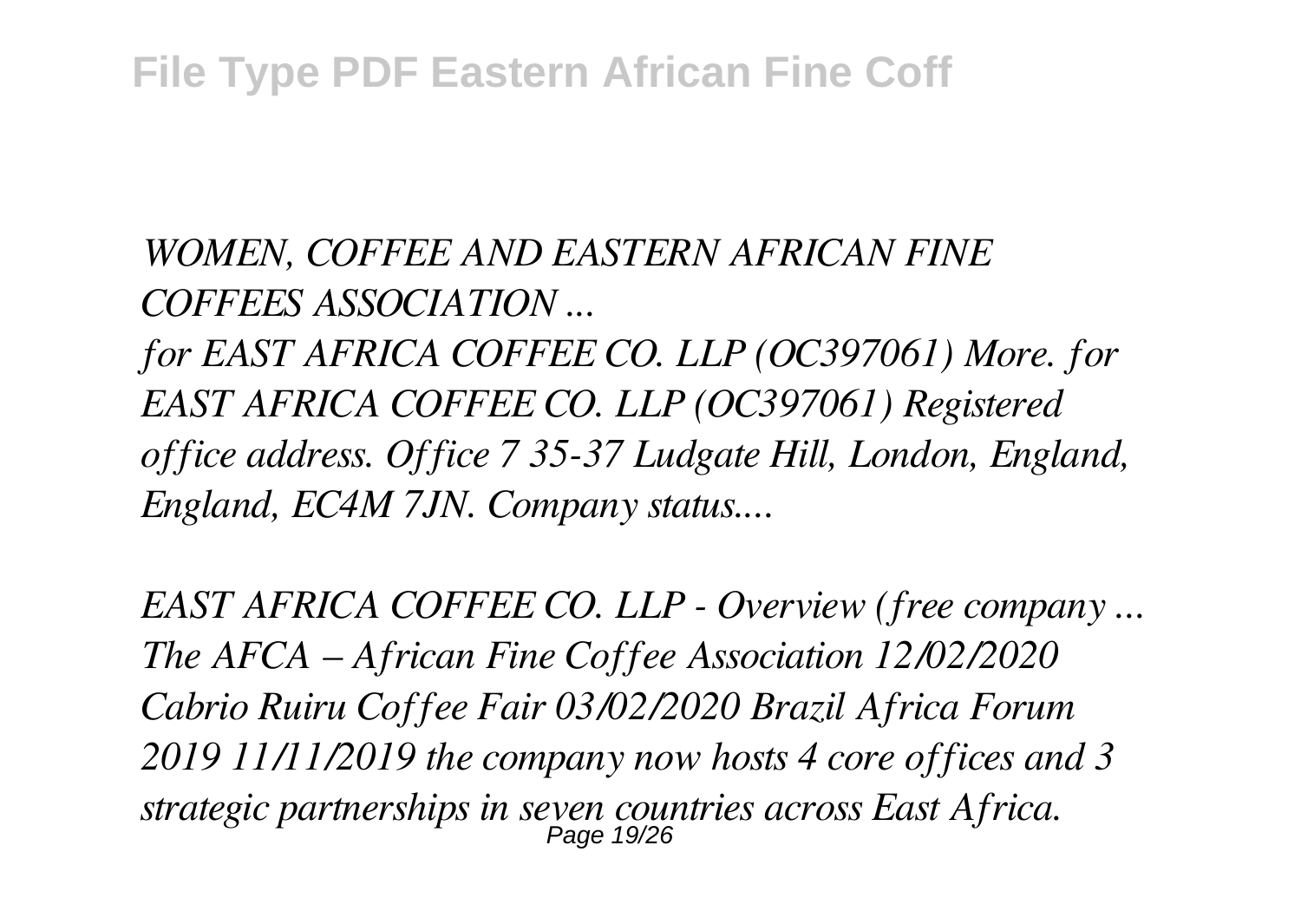*WOMEN, COFFEE AND EASTERN AFRICAN FINE COFFEES ASSOCIATION ...*

*for EAST AFRICA COFFEE CO. LLP (OC397061) More. for EAST AFRICA COFFEE CO. LLP (OC397061) Registered office address. Office 7 35-37 Ludgate Hill, London, England, England, EC4M 7JN. Company status....*

*EAST AFRICA COFFEE CO. LLP - Overview (free company ...*

*The AFCA – African Fine Coffee Association 12/02/2020 Cabrio Ruiru Coffee Fair 03/02/2020 Brazil Africa Forum 2019 11/11/2019 the company now hosts 4 core offices and 3 strategic partnerships in seven countries across East Africa.*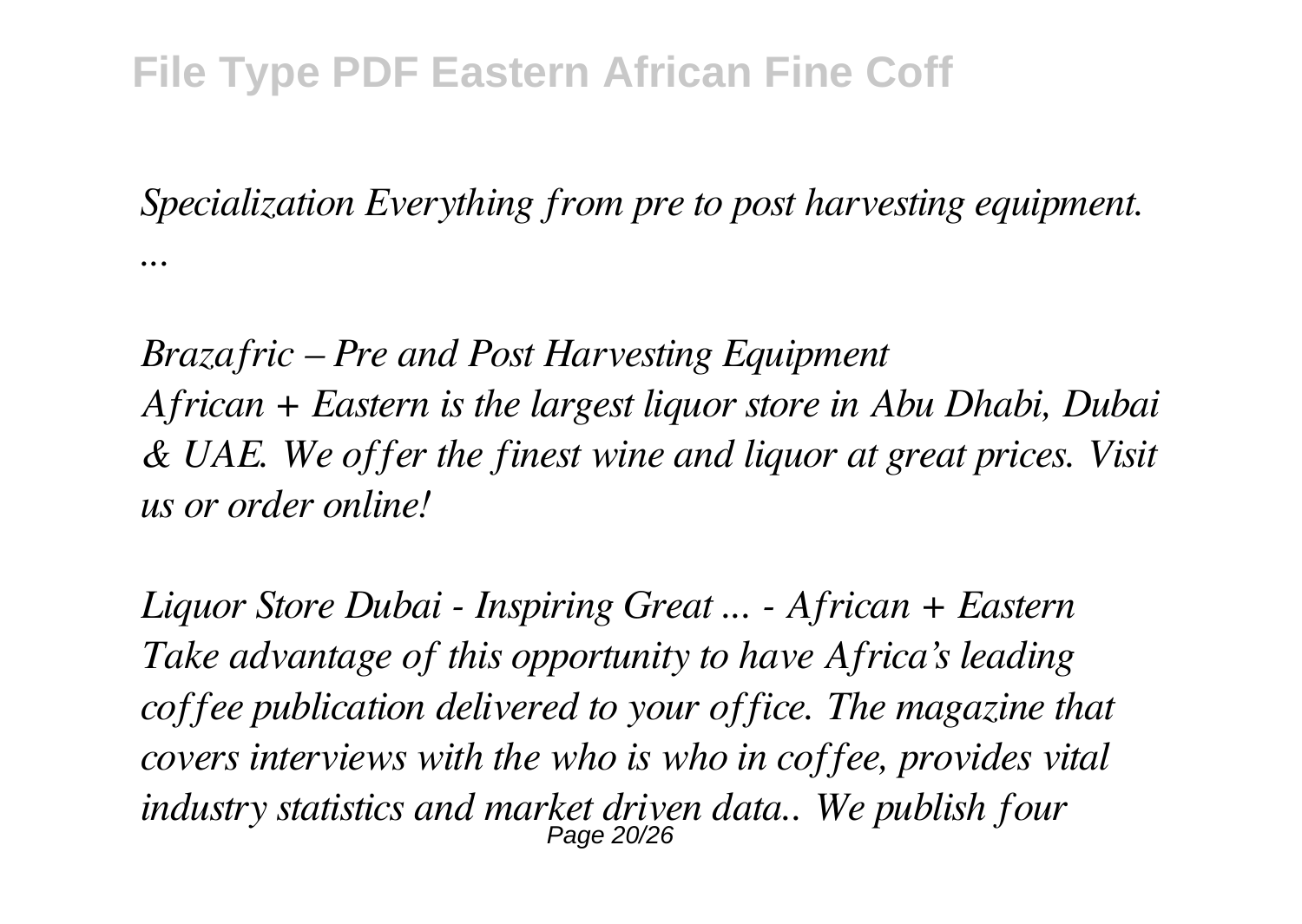*Specialization Everything from pre to post harvesting equipment. ...*

*Brazafric – Pre and Post Harvesting Equipment*
*African + Eastern is the largest liquor store in Abu Dhabi, Dubai & UAE. We offer the finest wine and liquor at great prices. Visit us or order online!*

*Liquor Store Dubai - Inspiring Great ... - African + Eastern*
*Take advantage of this opportunity to have Africa's leading coffee publication delivered to your office. The magazine that covers interviews with the who is who in coffee, provides vital industry statistics and market driven data.. We publish four*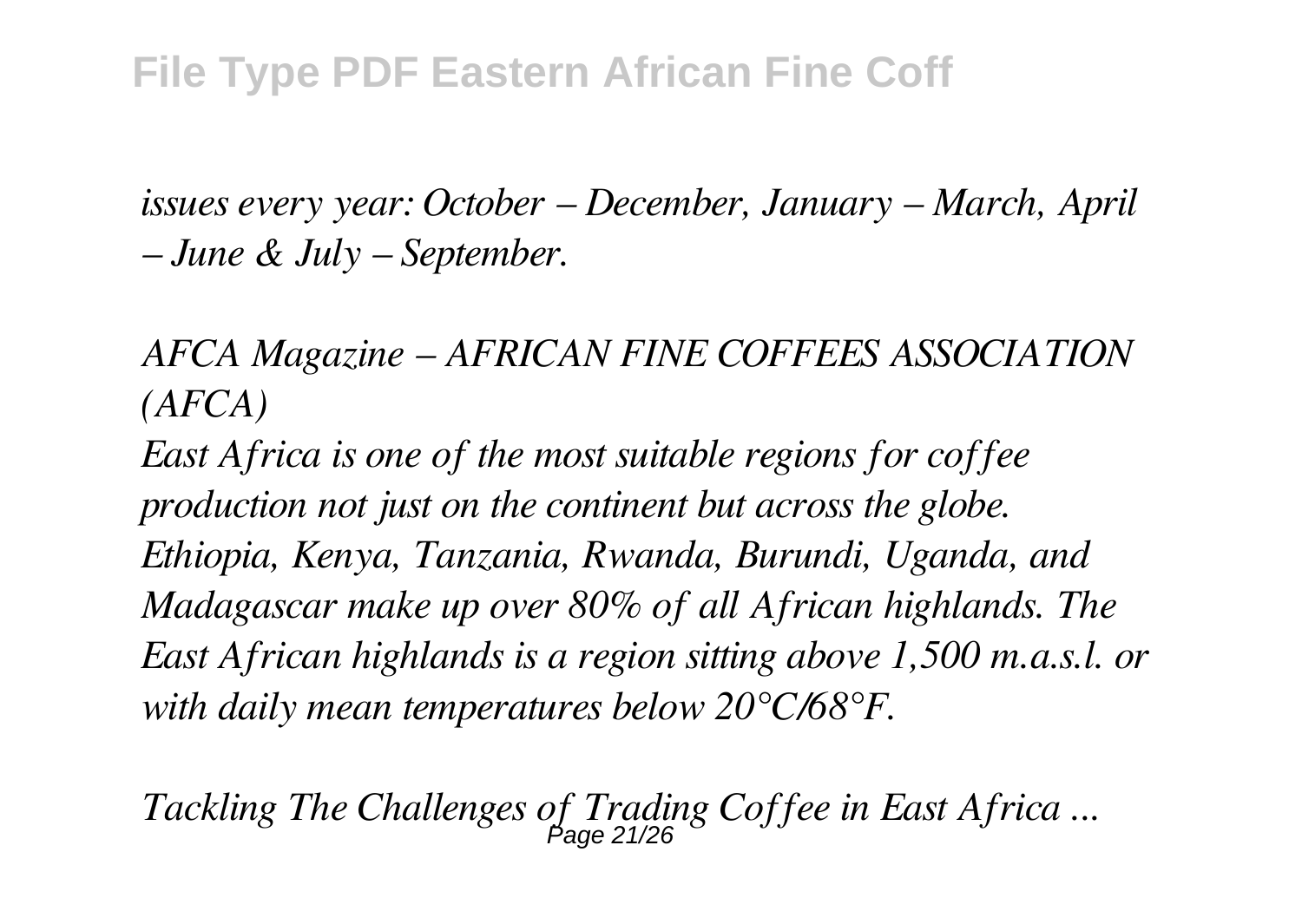*issues every year: October – December, January – March, April – June & July – September.*

*AFCA Magazine – AFRICAN FINE COFFEES ASSOCIATION (AFCA)*

*East Africa is one of the most suitable regions for coffee production not just on the continent but across the globe. Ethiopia, Kenya, Tanzania, Rwanda, Burundi, Uganda, and Madagascar make up over 80% of all African highlands. The East African highlands is a region sitting above 1,500 m.a.s.l. or with daily mean temperatures below 20°C/68°F.*

*Tackling The Challenges of Trading Coffee in East Africa ...*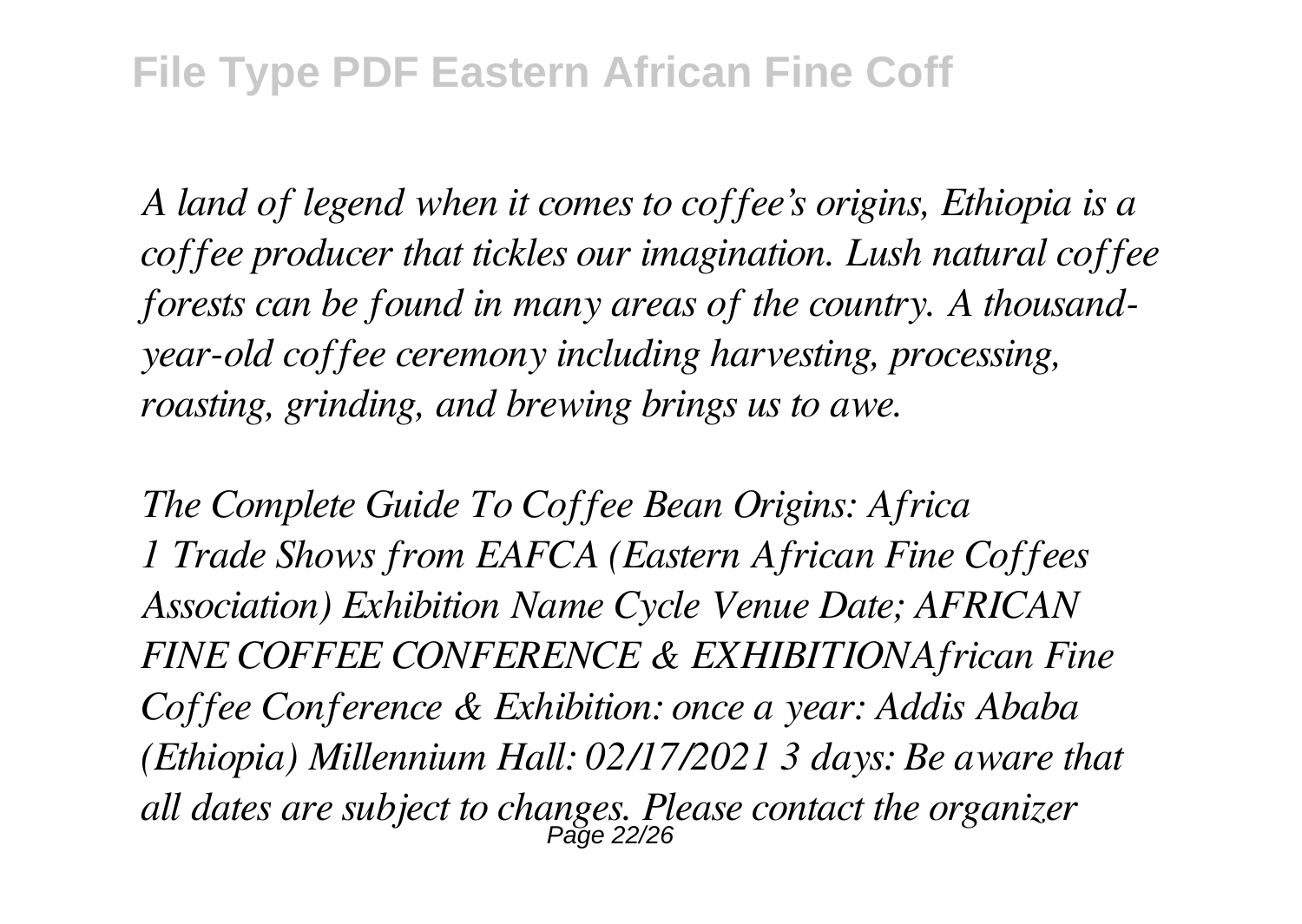*A land of legend when it comes to coffee's origins, Ethiopia is a coffee producer that tickles our imagination. Lush natural coffee forests can be found in many areas of the country. A thousand-year-old coffee ceremony including harvesting, processing, roasting, grinding, and brewing brings us to awe.*

*The Complete Guide To Coffee Bean Origins: Africa*
*1 Trade Shows from EAFCA (Eastern African Fine Coffees Association) Exhibition Name Cycle Venue Date; AFRICAN FINE COFFEE CONFERENCE & EXHIBITIONAfrican Fine Coffee Conference & Exhibition: once a year: Addis Ababa (Ethiopia) Millennium Hall: 02/17/2021 3 days: Be aware that all dates are subject to changes. Please contact the organizer*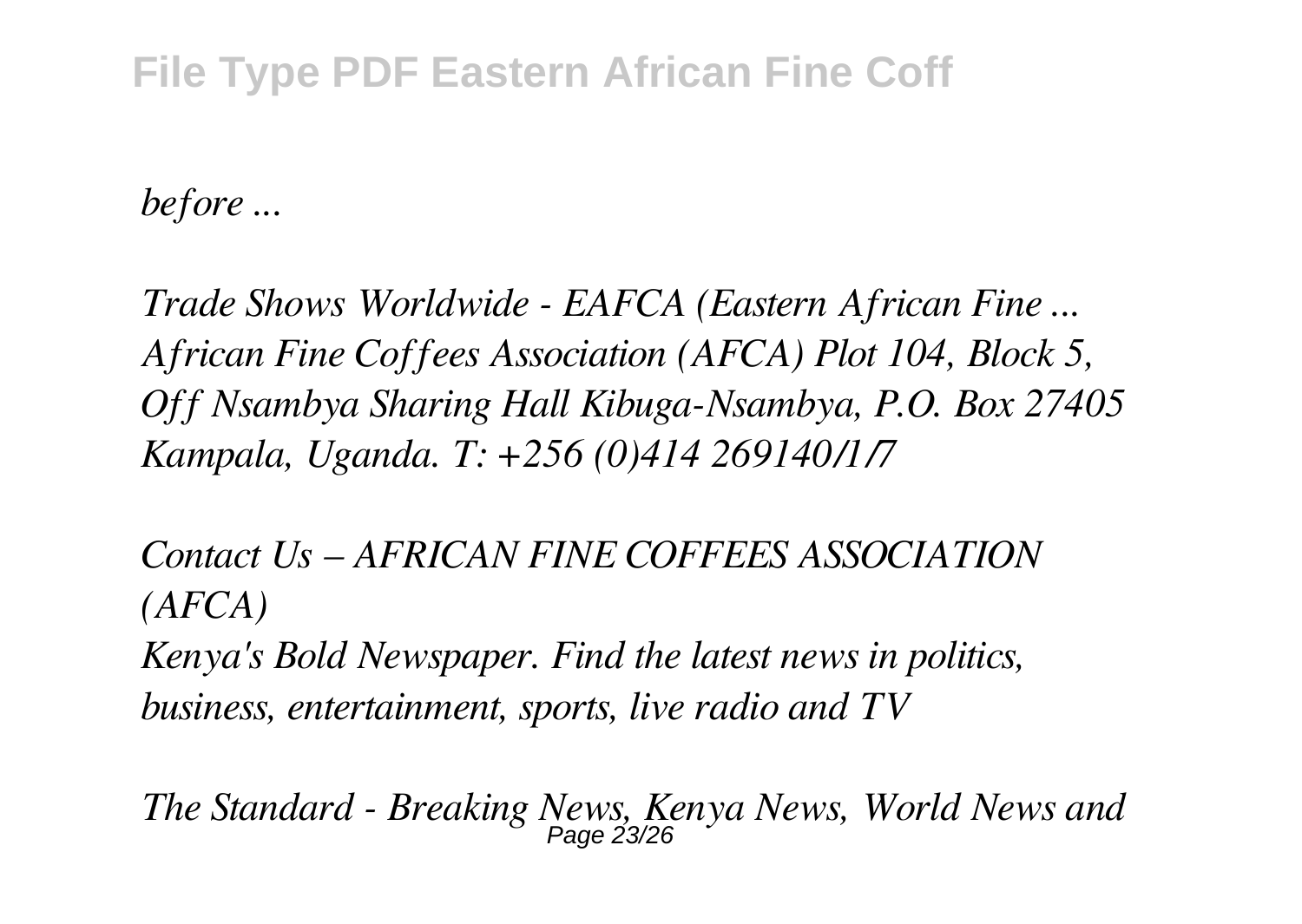*before ...*

*Trade Shows Worldwide - EAFCA (Eastern African Fine ...*
*African Fine Coffees Association (AFCA) Plot 104, Block 5, Off Nsambya Sharing Hall Kibuga-Nsambya, P.O. Box 27405 Kampala, Uganda. T: +256 (0)414 269140/1/7*

*Contact Us – AFRICAN FINE COFFEES ASSOCIATION (AFCA)*
*Kenya's Bold Newspaper. Find the latest news in politics, business, entertainment, sports, live radio and TV*

*The Standard - Breaking News, Kenya News, World News and*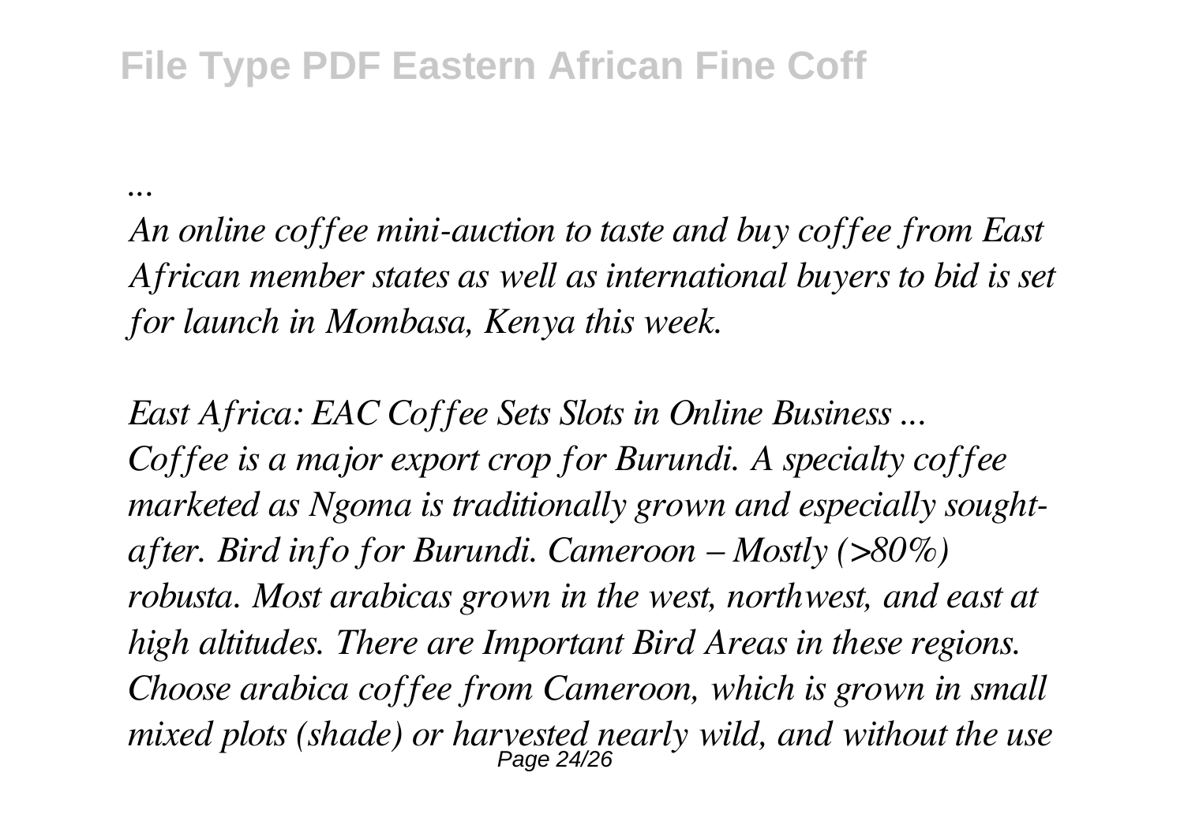*...*

*An online coffee mini-auction to taste and buy coffee from East African member states as well as international buyers to bid is set for launch in Mombasa, Kenya this week.*

*East Africa: EAC Coffee Sets Slots in Online Business ...*
*Coffee is a major export crop for Burundi. A specialty coffee marketed as Ngoma is traditionally grown and especially sought-after. Bird info for Burundi. Cameroon – Mostly (>80%) robusta. Most arabicas grown in the west, northwest, and east at high altitudes. There are Important Bird Areas in these regions. Choose arabica coffee from Cameroon, which is grown in small mixed plots (shade) or harvested nearly wild, and without the use*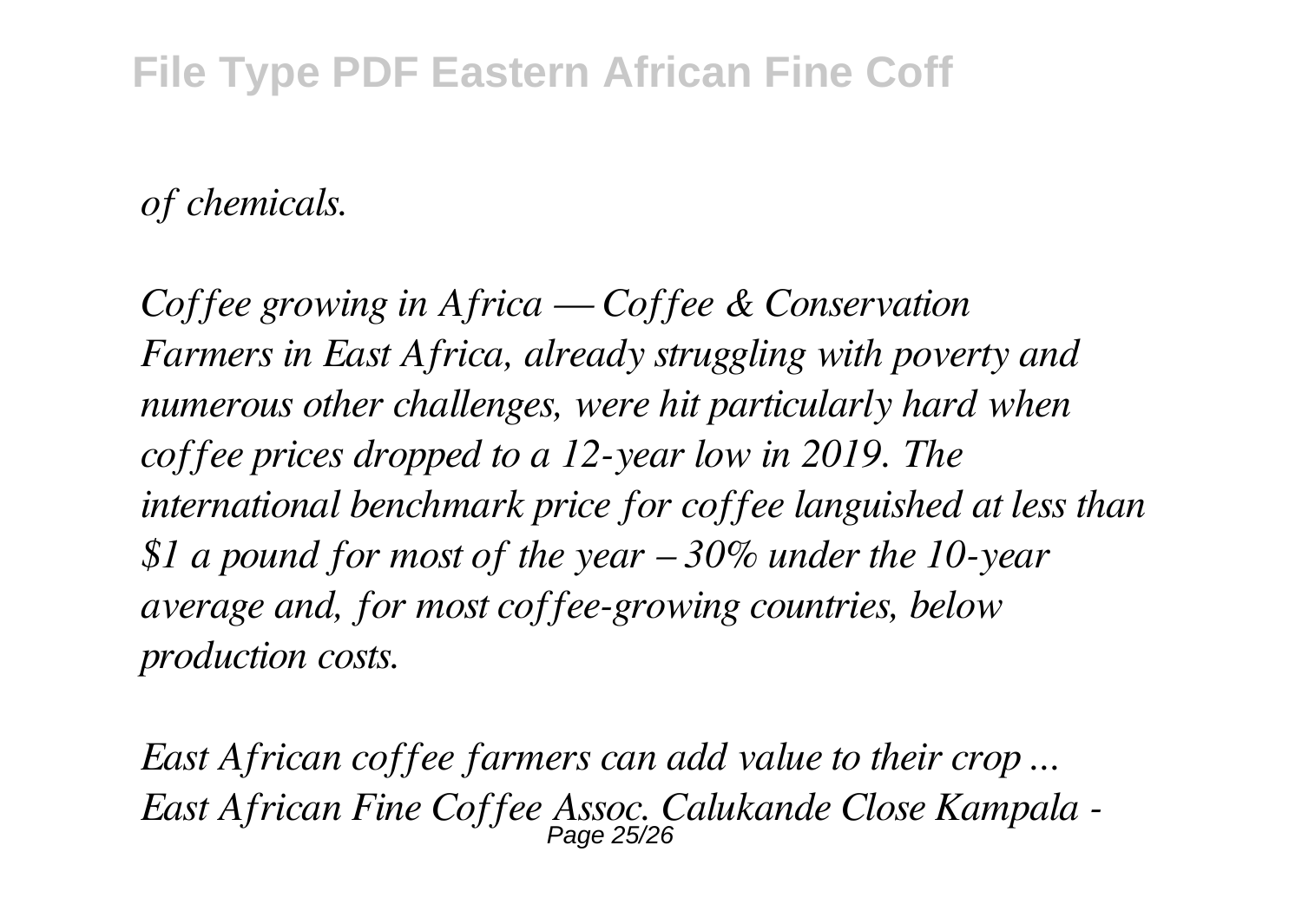*of chemicals.*

*Coffee growing in Africa — Coffee & Conservation*
*Farmers in East Africa, already struggling with poverty and numerous other challenges, were hit particularly hard when coffee prices dropped to a 12-year low in 2019. The international benchmark price for coffee languished at less than $1 a pound for most of the year – 30% under the 10-year average and, for most coffee-growing countries, below production costs.*

*East African coffee farmers can add value to their crop ...*
*East African Fine Coffee Assoc. Calukande Close Kampala -*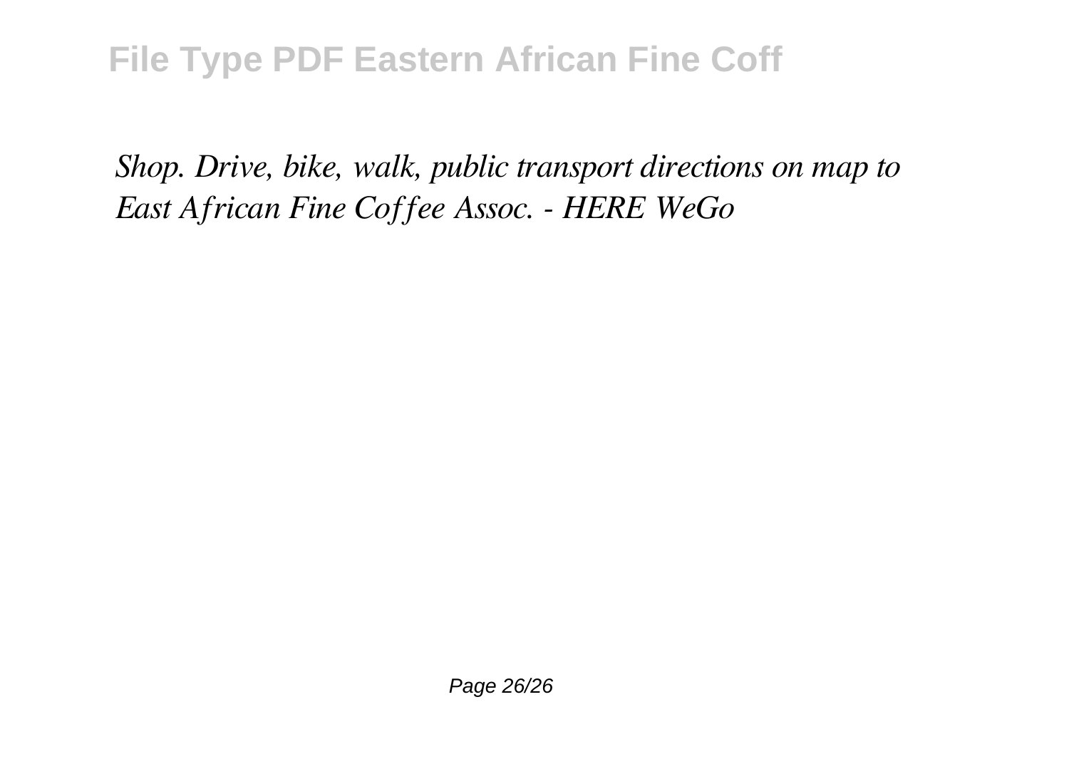*Shop. Drive, bike, walk, public transport directions on map to East African Fine Coffee Assoc. - HERE WeGo*